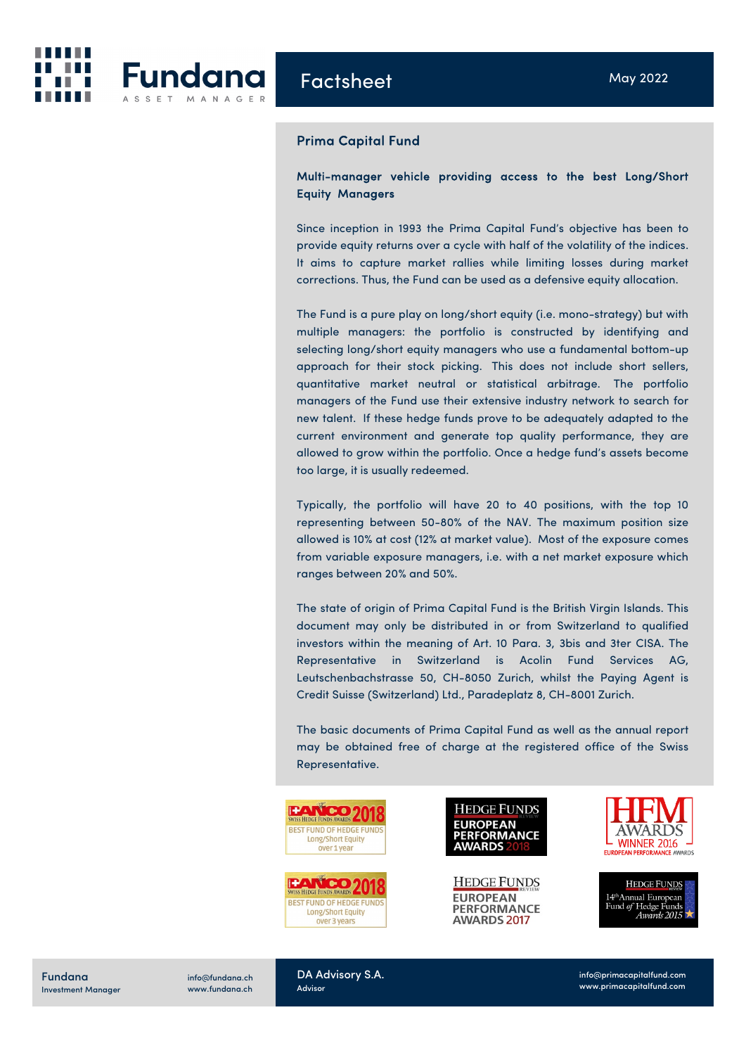Fundana

ASSET MANAGER

Factsheet

May 2022

## Prima Capital Fund

**Multi-manager vehicle providing access to the best Long/Short Equity Managers**

Since inception in 1993 the Prima Capital Fund's objective has been to provide equity returns over a cycle with half of the volatility of the indices. It aims to capture market rallies while limiting losses during market corrections. Thus, the Fund can be used as a defensive equity allocation.

The Fund is a pure play on long/short equity (i.e. mono-strategy) but with multiple managers: the portfolio is constructed by identifying and selecting long/short equity managers who use a fundamental bottom-up approach for their stock picking. This does not include short sellers, quantitative market neutral or statistical arbitrage. The portfolio managers of the Fund use their extensive industry network to search for new talent. If these hedge funds prove to be adequately adapted to the current environment and generate top quality performance, they are allowed to grow within the portfolio. Once a hedge fund's assets become too large, it is usually redeemed.

Typically, the portfolio will have 20 to 40 positions, with the top 10 representing between 50-80% of the NAV. The maximum position size allowed is 10% at cost (12% at market value). Most of the exposure comes from variable exposure managers, i.e. with a net market exposure which ranges between 20% and 50%.

The state of origin of Prima Capital Fund is the British Virgin Islands. This document may only be distributed in or from Switzerland to qualified investors within the meaning of Art. 10 Para. 3, 3bis and 3ter CISA. The Representative in Switzerland is Acolin Fund Services AG, Leutschenbachstrasse 50, CH-8050 Zurich, whilst the Paying Agent is Credit Suisse (Switzerland) Ltd., Paradeplatz 8, CH-8001 Zurich.

The basic documents of Prima Capital Fund as well as the annual report may be obtained free of charge at the registered office of the Swiss Representative.

BANCO 2018 Swiss Hedge Funds Awards – Best Fund of Hedge Funds Long/Short Equity over 1 year

Hedge Funds Review European Performance Awards 2018

HFM Awards Winner 2016 – European Performance Awards

BANCO 2018 Swiss Hedge Funds Awards – Best Fund of Hedge Funds Long/Short Equity over 3 years

Hedge Funds Review European Performance Awards 2017

Hedge Funds Review 14th Annual European Fund of Hedge Funds Awards 2015

Fundana
Investment Manager

info@fundana.ch
www.fundana.ch

DA Advisory S.A.
Advisor

info@primacapitalfund.com
www.primacapitalfund.com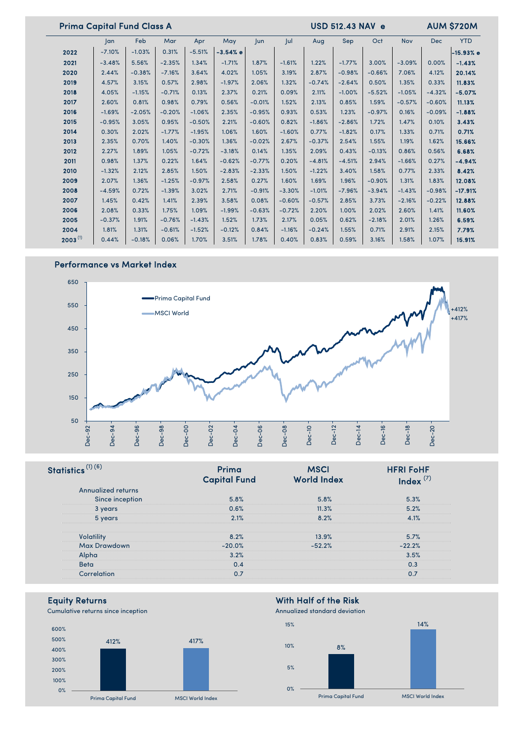## Prima Capital Fund Class A

**USD 512.43 NAV e** **AUM $720M**

| | Jan | Feb | Mar | Apr | May | Jun | Jul | Aug | Sep | Oct | Nov | Dec | YTD |
|---|---|---|---|---|---|---|---|---|---|---|---|---|---|
| **2022** | -7.10% | -1.03% | 0.31% | -5.51% | **-3.54% e** | | | | | | | | **-15.93% e** |
| **2021** | -3.48% | 5.56% | -2.35% | 1.34% | -1.71% | 1.87% | -1.61% | 1.22% | -1.77% | 3.00% | -3.09% | 0.00% | **-1.43%** |
| **2020** | 2.44% | -0.38% | -7.16% | 3.64% | 4.02% | 1.05% | 3.19% | 2.87% | -0.98% | -0.66% | 7.06% | 4.12% | **20.14%** |
| **2019** | 4.57% | 3.15% | 0.57% | 2.98% | -1.97% | 2.06% | 1.32% | -0.74% | -2.64% | 0.50% | 1.35% | 0.33% | **11.83%** |
| **2018** | 4.05% | -1.15% | -0.71% | 0.13% | 2.37% | 0.21% | 0.09% | 2.11% | -1.00% | -5.52% | -1.05% | -4.32% | **-5.07%** |
| **2017** | 2.60% | 0.81% | 0.98% | 0.79% | 0.56% | -0.01% | 1.52% | 2.13% | 0.85% | 1.59% | -0.57% | -0.60% | **11.13%** |
| **2016** | -1.69% | -2.05% | -0.20% | -1.06% | 2.35% | -0.95% | 0.93% | 0.53% | 1.23% | -0.97% | 0.16% | -0.09% | **-1.88%** |
| **2015** | -0.95% | 3.05% | 0.95% | -0.50% | 2.21% | -0.60% | 0.82% | -1.86% | -2.86% | 1.72% | 1.47% | 0.10% | **3.43%** |
| **2014** | 0.30% | 2.02% | -1.77% | -1.95% | 1.06% | 1.60% | -1.60% | 0.77% | -1.82% | 0.17% | 1.33% | 0.71% | **0.71%** |
| **2013** | 2.35% | 0.70% | 1.40% | -0.30% | 1.36% | -0.02% | 2.67% | -0.37% | 2.54% | 1.55% | 1.19% | 1.62% | **15.66%** |
| **2012** | 2.27% | 1.89% | 1.05% | -0.72% | -3.18% | 0.14% | 1.35% | 2.09% | 0.43% | -0.13% | 0.86% | 0.56% | **6.68%** |
| **2011** | 0.98% | 1.37% | 0.22% | 1.64% | -0.62% | -0.77% | 0.20% | -4.81% | -4.51% | 2.94% | -1.66% | 0.27% | **-4.94%** |
| **2010** | -1.32% | 2.12% | 2.85% | 1.50% | -2.83% | -2.33% | 1.50% | -1.22% | 3.40% | 1.58% | 0.77% | 2.33% | **8.42%** |
| **2009** | 2.07% | 1.36% | -1.25% | -0.97% | 2.58% | 0.27% | 1.60% | 1.69% | 1.96% | -0.90% | 1.31% | 1.83% | **12.08%** |
| **2008** | -4.59% | 0.72% | -1.39% | 3.02% | 2.71% | -0.91% | -3.30% | -1.01% | -7.96% | -3.94% | -1.43% | -0.98% | **-17.91%** |
| **2007** | 1.45% | 0.42% | 1.41% | 2.39% | 3.58% | 0.08% | -0.60% | -0.57% | 2.85% | 3.73% | -2.16% | -0.22% | **12.88%** |
| **2006** | 2.08% | 0.33% | 1.75% | 1.09% | -1.99% | -0.63% | -0.72% | 2.20% | 1.00% | 2.02% | 2.60% | 1.41% | **11.60%** |
| **2005** | -0.37% | 1.91% | -0.76% | -1.43% | 1.52% | 1.73% | 2.17% | 0.05% | 0.62% | -2.18% | 2.01% | 1.26% | **6.59%** |
| **2004** | 1.81% | 1.31% | -0.61% | -1.52% | -0.12% | 0.84% | -1.16% | -0.24% | 1.55% | 0.71% | 2.91% | 2.15% | **7.79%** |
| **2003** [1] | 0.44% | -0.18% | 0.06% | 1.70% | 3.51% | 1.78% | 0.40% | 0.83% | 0.59% | 3.16% | 1.58% | 1.07% | **15.91%** |

## Performance vs Market Index

Prima Capital Fund: +412%
MSCI World: +417%

## Statistics [1] [6]

| | Prima Capital Fund | MSCI World Index | HFRI FoHF Index [7] |
|---|---|---|---|
| Annualized returns | | | |
| Since inception | 5.8% | 5.8% | 5.3% |
| 3 years | 0.6% | 11.3% | 5.2% |
| 5 years | 2.1% | 8.2% | 4.1% |
| Volatility | 8.2% | 13.9% | 5.7% |
| Max Drawdown | -20.0% | -52.2% | -22.2% |
| Alpha | 3.2% | | 3.5% |
| Beta | 0.4 | | 0.3 |
| Correlation | 0.7 | | 0.7 |

## Equity Returns

Cumulative returns since inception

| | Prima Capital Fund | MSCI World Index |
|---|---|---|
| Cumulative return | 412% | 417% |

## With Half of the Risk

Annualized standard deviation

| | Prima Capital Fund | MSCI World Index |
|---|---|---|
| Annualized standard deviation | 8% | 14% |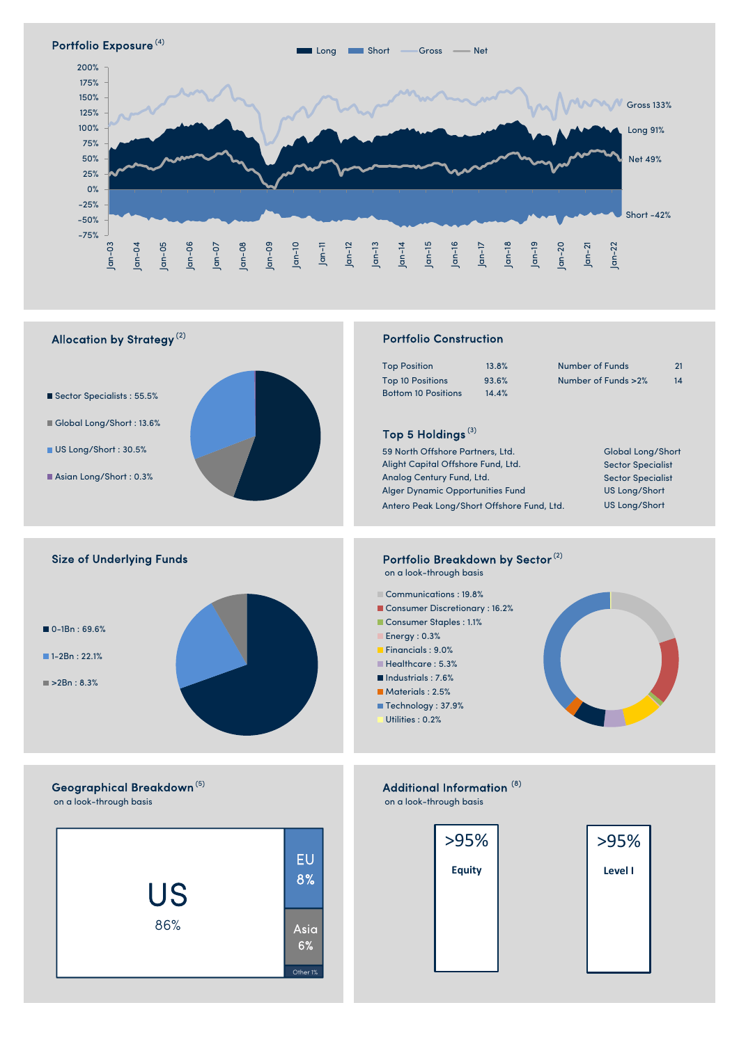## Portfolio Exposure (4)

Long | Short | Gross | Net

Gross 133%
Long 91%
Net 49%
Short -42%

## Allocation by Strategy (2)

- Sector Specialists : 55.5%
- Global Long/Short : 13.6%
- US Long/Short : 30.5%
- Asian Long/Short : 0.3%

## Portfolio Construction

| | | | |
|---|---|---|---|
| Top Position | 13.8% | Number of Funds | 21 |
| Top 10 Positions | 93.6% | Number of Funds >2% | 14 |
| Bottom 10 Positions | 14.4% | | |

### Top 5 Holdings (3)

| | |
|---|---|
| 59 North Offshore Partners, Ltd. | Global Long/Short |
| Alight Capital Offshore Fund, Ltd. | Sector Specialist |
| Analog Century Fund, Ltd. | Sector Specialist |
| Alger Dynamic Opportunities Fund | US Long/Short |
| Antero Peak Long/Short Offshore Fund, Ltd. | US Long/Short |

## Size of Underlying Funds

- 0-1Bn : 69.6%
- 1-2Bn : 22.1%
- >2Bn : 8.3%

## Portfolio Breakdown by Sector (2)

on a look-through basis

- Communications : 19.8%
- Consumer Discretionary : 16.2%
- Consumer Staples : 1.1%
- Energy : 0.3%
- Financials : 9.0%
- Healthcare : 5.3%
- Industrials : 7.6%
- Materials : 2.5%
- Technology : 37.9%
- Utilities : 0.2%

## Geographical Breakdown (5)

on a look-through basis

- US 86%
- EU 8%
- Asia 6%
- Other 1%

## Additional Information (8)

on a look-through basis

- >95% Equity
- >95% Level I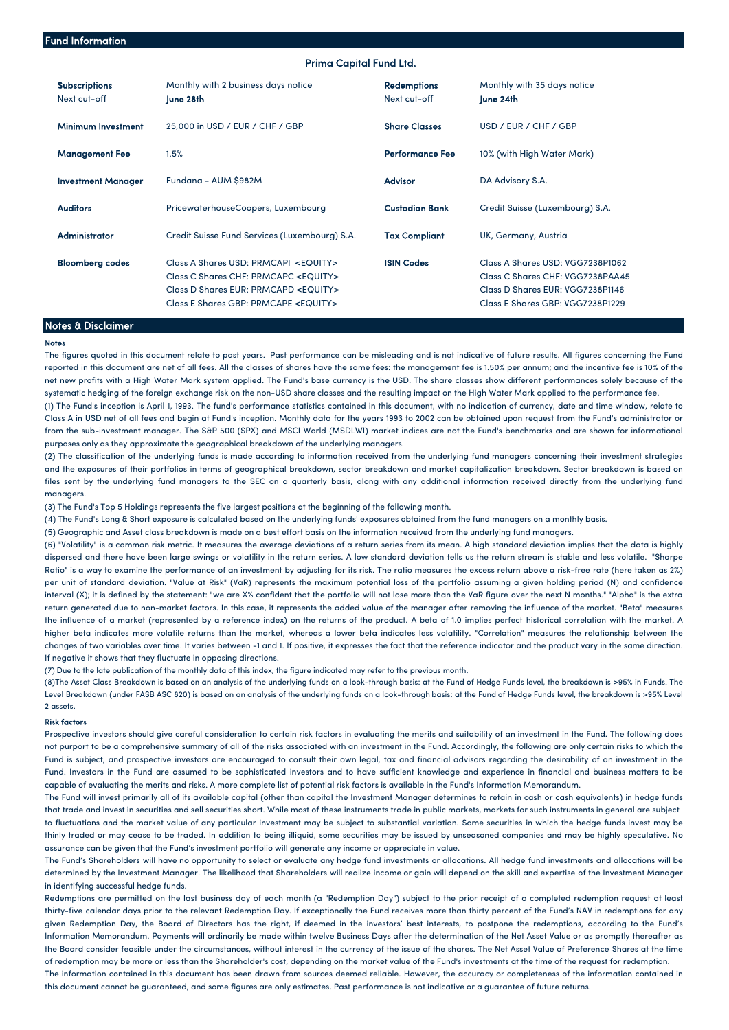## Fund Information

### Prima Capital Fund Ltd.

| | | | |
|---|---|---|---|
| **Subscriptions**<br>Next cut-off | Monthly with 2 business days notice<br>**June 28th** | **Redemptions**<br>Next cut-off | Monthly with 35 days notice<br>**June 24th** |
| **Minimum Investment** | 25,000 in USD / EUR / CHF / GBP | **Share Classes** | USD / EUR / CHF / GBP |
| **Management Fee** | 1.5% | **Performance Fee** | 10% (with High Water Mark) |
| **Investment Manager** | Fundana - AUM $982M | **Advisor** | DA Advisory S.A. |
| **Auditors** | PricewaterhouseCoopers, Luxembourg | **Custodian Bank** | Credit Suisse (Luxembourg) S.A. |
| **Administrator** | Credit Suisse Fund Services (Luxembourg) S.A. | **Tax Compliant** | UK, Germany, Austria |
| **Bloomberg codes** | Class A Shares USD: PRMCAPI <EQUITY><br>Class C Shares CHF: PRMCAPC <EQUITY><br>Class D Shares EUR: PRMCAPD <EQUITY><br>Class E Shares GBP: PRMCAPE <EQUITY> | **ISIN Codes** | Class A Shares USD: VGG7238P1062<br>Class C Shares CHF: VGG7238PAA45<br>Class D Shares EUR: VGG7238P1146<br>Class E Shares GBP: VGG7238P1229 |

## Notes & Disclaimer

**Notes**

The figures quoted in this document relate to past years. Past performance can be misleading and is not indicative of future results. All figures concerning the Fund reported in this document are net of all fees. All the classes of shares have the same fees: the management fee is 1.50% per annum; and the incentive fee is 10% of the net new profits with a High Water Mark system applied. The Fund's base currency is the USD. The share classes show different performances solely because of the systematic hedging of the foreign exchange risk on the non-USD share classes and the resulting impact on the High Water Mark applied to the performance fee.

(1) The Fund's inception is April 1, 1993. The fund's performance statistics contained in this document, with no indication of currency, date and time window, relate to Class A in USD net of all fees and begin at Fund's inception. Monthly data for the years 1993 to 2002 can be obtained upon request from the Fund's administrator or from the sub-investment manager. The S&P 500 (SPX) and MSCI World (MSDLWI) market indices are not the Fund's benchmarks and are shown for informational purposes only as they approximate the geographical breakdown of the underlying managers.

(2) The classification of the underlying funds is made according to information received from the underlying fund managers concerning their investment strategies and the exposures of their portfolios in terms of geographical breakdown, sector breakdown and market capitalization breakdown. Sector breakdown is based on files sent by the underlying fund managers to the SEC on a quarterly basis, along with any additional information received directly from the underlying fund managers.

(3) The Fund's Top 5 Holdings represents the five largest positions at the beginning of the following month.

(4) The Fund's Long & Short exposure is calculated based on the underlying funds' exposures obtained from the fund managers on a monthly basis.

(5) Geographic and Asset class breakdown is made on a best effort basis on the information received from the underlying fund managers.

(6) "Volatility" is a common risk metric. It measures the average deviations of a return series from its mean. A high standard deviation implies that the data is highly dispersed and there have been large swings or volatility in the return series. A low standard deviation tells us the return stream is stable and less volatile. "Sharpe Ratio" is a way to examine the performance of an investment by adjusting for its risk. The ratio measures the excess return above a risk-free rate (here taken as 2%) per unit of standard deviation. "Value at Risk" (VaR) represents the maximum potential loss of the portfolio assuming a given holding period (N) and confidence interval (X); it is defined by the statement: "we are X% confident that the portfolio will not lose more than the VaR figure over the next N months." "Alpha" is the extra return generated due to non-market factors. In this case, it represents the added value of the manager after removing the influence of the market. "Beta" measures the influence of a market (represented by a reference index) on the returns of the product. A beta of 1.0 implies perfect historical correlation with the market. A higher beta indicates more volatile returns than the market, whereas a lower beta indicates less volatility. "Correlation" measures the relationship between the changes of two variables over time. It varies between -1 and 1. If positive, it expresses the fact that the reference indicator and the product vary in the same direction. If negative it shows that they fluctuate in opposing directions.

(7) Due to the late publication of the monthly data of this index, the figure indicated may refer to the previous month.

(8)The Asset Class Breakdown is based on an analysis of the underlying funds on a look-through basis: at the Fund of Hedge Funds level, the breakdown is >95% in Funds. The Level Breakdown (under FASB ASC 820) is based on an analysis of the underlying funds on a look-through basis: at the Fund of Hedge Funds level, the breakdown is >95% Level 2 assets.

**Risk factors**

Prospective investors should give careful consideration to certain risk factors in evaluating the merits and suitability of an investment in the Fund. The following does not purport to be a comprehensive summary of all of the risks associated with an investment in the Fund. Accordingly, the following are only certain risks to which the Fund is subject, and prospective investors are encouraged to consult their own legal, tax and financial advisors regarding the desirability of an investment in the Fund. Investors in the Fund are assumed to be sophisticated investors and to have sufficient knowledge and experience in financial and business matters to be capable of evaluating the merits and risks. A more complete list of potential risk factors is available in the Fund's Information Memorandum.

The Fund will invest primarily all of its available capital (other than capital the Investment Manager determines to retain in cash or cash equivalents) in hedge funds that trade and invest in securities and sell securities short. While most of these instruments trade in public markets, markets for such instruments in general are subject to fluctuations and the market value of any particular investment may be subject to substantial variation. Some securities in which the hedge funds invest may be thinly traded or may cease to be traded. In addition to being illiquid, some securities may be issued by unseasoned companies and may be highly speculative. No assurance can be given that the Fund's investment portfolio will generate any income or appreciate in value.

The Fund's Shareholders will have no opportunity to select or evaluate any hedge fund investments or allocations. All hedge fund investments and allocations will be determined by the Investment Manager. The likelihood that Shareholders will realize income or gain will depend on the skill and expertise of the Investment Manager in identifying successful hedge funds.

Redemptions are permitted on the last business day of each month (a "Redemption Day") subject to the prior receipt of a completed redemption request at least thirty-five calendar days prior to the relevant Redemption Day. If exceptionally the Fund receives more than thirty percent of the Fund's NAV in redemptions for any given Redemption Day, the Board of Directors has the right, if deemed in the investors' best interests, to postpone the redemptions, according to the Fund's Information Memorandum. Payments will ordinarily be made within twelve Business Days after the determination of the Net Asset Value or as promptly thereafter as the Board consider feasible under the circumstances, without interest in the currency of the issue of the shares. The Net Asset Value of Preference Shares at the time of redemption may be more or less than the Shareholder's cost, depending on the market value of the Fund's investments at the time of the request for redemption.

The information contained in this document has been drawn from sources deemed reliable. However, the accuracy or completeness of the information contained in this document cannot be guaranteed, and some figures are only estimates. Past performance is not indicative or a guarantee of future returns.